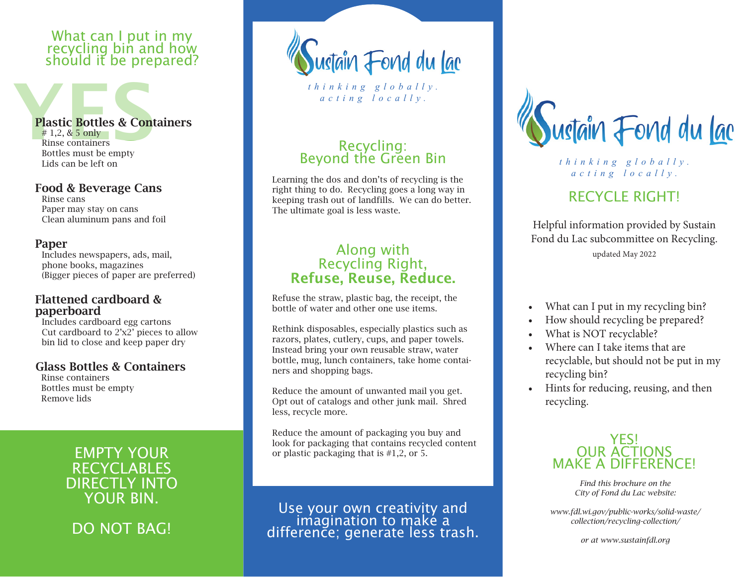## What can I put in my recycling bin and how should it be prepared?

YES

### Plastic Bottles & Containers
# 1,2, & 5 only
Rinse containers
Bottles must be empty
Lids can be left on

### Food & Beverage Cans
Rinse cans
Paper may stay on cans
Clean aluminum pans and foil

### Paper
Includes newspapers, ads, mail, phone books, magazines
(Bigger pieces of paper are preferred)

### Flattened cardboard & paperboard
Includes cardboard egg cartons
Cut cardboard to 2'x2' pieces to allow bin lid to close and keep paper dry

### Glass Bottles & Containers
Rinse containers
Bottles must be empty
Remove lids

EMPTY YOUR RECYCLABLES DIRECTLY INTO YOUR BIN.

DO NOT BAG!

Sustain Fond du Lac

*thinking globally. acting locally.*

## Recycling: Beyond the Green Bin

Learning the dos and don'ts of recycling is the right thing to do. Recycling goes a long way in keeping trash out of landfills. We can do better. The ultimate goal is less waste.

## Along with Recycling Right, **Refuse, Reuse, Reduce.**

Refuse the straw, plastic bag, the receipt, the bottle of water and other one use items.

Rethink disposables, especially plastics such as razors, plates, cutlery, cups, and paper towels. Instead bring your own reusable straw, water bottle, mug, lunch containers, take home containers and shopping bags.

Reduce the amount of unwanted mail you get. Opt out of catalogs and other junk mail. Shred less, recycle more.

Reduce the amount of packaging you buy and look for packaging that contains recycled content or plastic packaging that is #1,2, or 5.

Use your own creativity and imagination to make a difference; generate less trash.

Sustain Fond du Lac

*thinking globally. acting locally.*

## RECYCLE RIGHT!

Helpful information provided by Sustain Fond du Lac subcommittee on Recycling.

updated May 2022

- What can I put in my recycling bin?
- How should recycling be prepared?
- What is NOT recyclable?
- Where can I take items that are recyclable, but should not be put in my recycling bin?
- Hints for reducing, reusing, and then recycling.

YES! OUR ACTIONS MAKE A DIFFERENCE!

*Find this brochure on the City of Fond du Lac website:*

*www.fdl.wi.gov/public-works/solid-waste/collection/recycling-collection/*

*or at www.sustainfdl.org*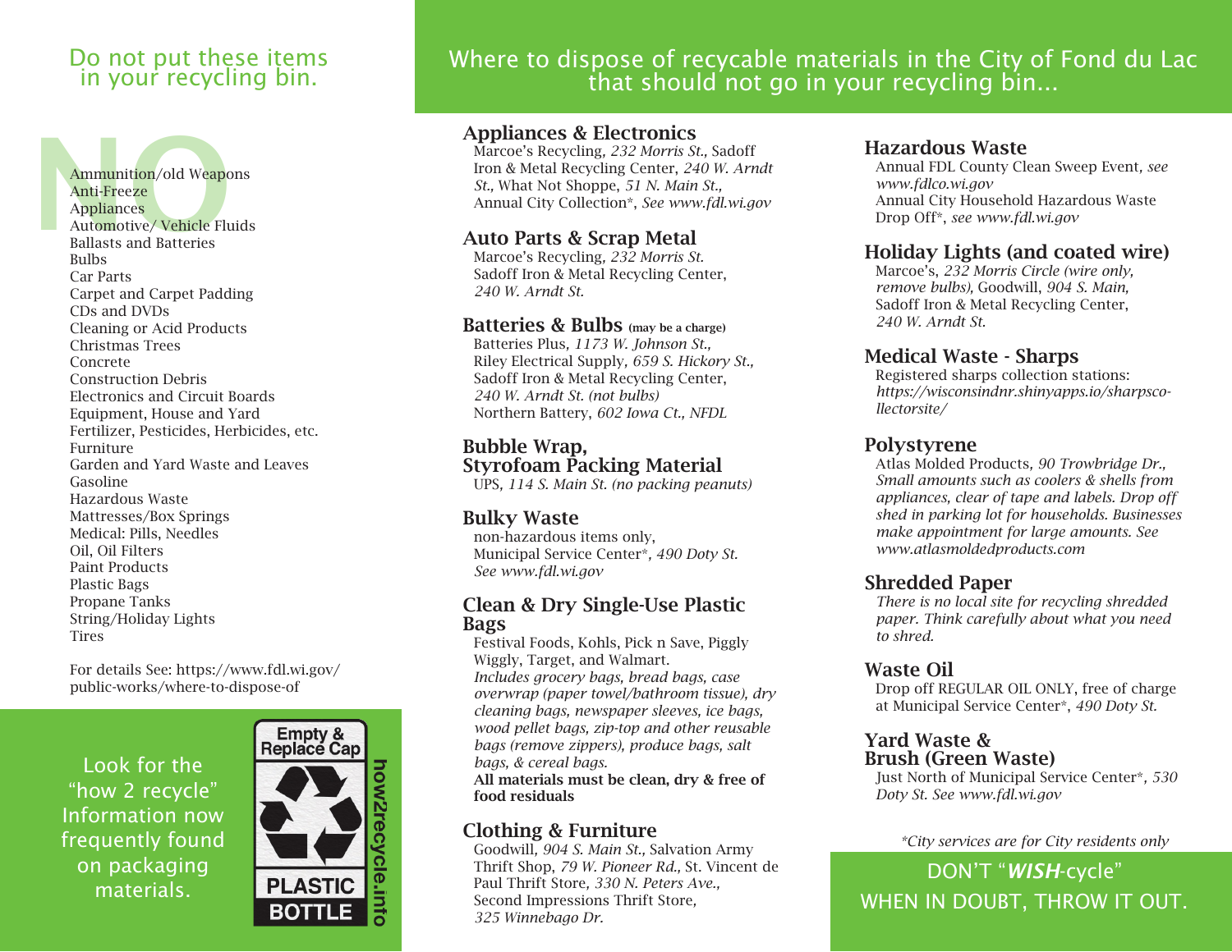## Do not put these items in your recycling bin.

NO

- Ammunition/old Weapons
- Anti-Freeze
- Appliances
- Automotive/ Vehicle Fluids
- Ballasts and Batteries
- Bulbs
- Car Parts
- Carpet and Carpet Padding
- CDs and DVDs
- Cleaning or Acid Products
- Christmas Trees
- Concrete
- Construction Debris
- Electronics and Circuit Boards
- Equipment, House and Yard
- Fertilizer, Pesticides, Herbicides, etc.
- Furniture
- Garden and Yard Waste and Leaves
- Gasoline
- Hazardous Waste
- Mattresses/Box Springs
- Medical: Pills, Needles
- Oil, Oil Filters
- Paint Products
- Plastic Bags
- Propane Tanks
- String/Holiday Lights
- Tires

For details See: https://www.fdl.wi.gov/public-works/where-to-dispose-of

Look for the "how 2 recycle" Information now frequently found on packaging materials.

Empty & Replace Cap

PLASTIC BOTTLE

how2recycle.info

## Where to dispose of recyclable materials in the City of Fond du Lac that should not go in your recycling bin...

### Appliances & Electronics

Marcoe's Recycling, *232 Morris St.,* Sadoff Iron & Metal Recycling Center, *240 W. Arndt St.,* What Not Shoppe, *51 N. Main St.,* Annual City Collection\*, *See www.fdl.wi.gov*

### Auto Parts & Scrap Metal

Marcoe's Recycling, *232 Morris St.* Sadoff Iron & Metal Recycling Center, *240 W. Arndt St.*

### Batteries & Bulbs (may be a charge)

Batteries Plus, *1173 W. Johnson St.,* Riley Electrical Supply, *659 S. Hickory St.,* Sadoff Iron & Metal Recycling Center, *240 W. Arndt St. (not bulbs)* Northern Battery, *602 Iowa Ct., NFDL*

### Bubble Wrap, Styrofoam Packing Material

UPS, *114 S. Main St. (no packing peanuts)*

### Bulky Waste

non-hazardous items only, Municipal Service Center\*, *490 Doty St. See www.fdl.wi.gov*

### Clean & Dry Single-Use Plastic Bags

Festival Foods, Kohls, Pick n Save, Piggly Wiggly, Target, and Walmart.
*Includes grocery bags, bread bags, case overwrap (paper towel/bathroom tissue), dry cleaning bags, newspaper sleeves, ice bags, wood pellet bags, zip-top and other reusable bags (remove zippers), produce bags, salt bags, & cereal bags.*
**All materials must be clean, dry & free of food residuals**

### Clothing & Furniture

Goodwill, *904 S. Main St.,* Salvation Army Thrift Shop, *79 W. Pioneer Rd.,* St. Vincent de Paul Thrift Store, *330 N. Peters Ave.,* Second Impressions Thrift Store, *325 Winnebago Dr.*

### Hazardous Waste

Annual FDL County Clean Sweep Event, *see www.fdlco.wi.gov*
Annual City Household Hazardous Waste Drop Off\*, *see www.fdl.wi.gov*

### Holiday Lights (and coated wire)

Marcoe's, *232 Morris Circle (wire only, remove bulbs),* Goodwill, *904 S. Main,* Sadoff Iron & Metal Recycling Center, *240 W. Arndt St.*

### Medical Waste - Sharps

Registered sharps collection stations: *https://wisconsindnr.shinyapps.io/sharpscollectorsite/*

### Polystyrene

Atlas Molded Products, *90 Trowbridge Dr., Small amounts such as coolers & shells from appliances, clear of tape and labels. Drop off shed in parking lot for households. Businesses make appointment for large amounts. See www.atlasmoldedproducts.com*

### Shredded Paper

*There is no local site for recycling shredded paper. Think carefully about what you need to shred.*

### Waste Oil

Drop off REGULAR OIL ONLY, free of charge at Municipal Service Center\*, *490 Doty St.*

### Yard Waste & Brush (Green Waste)

Just North of Municipal Service Center\*, *530 Doty St. See www.fdl.wi.gov*

*\*City services are for City residents only*

DON'T "***WISH***-cycle"
WHEN IN DOUBT, THROW IT OUT.